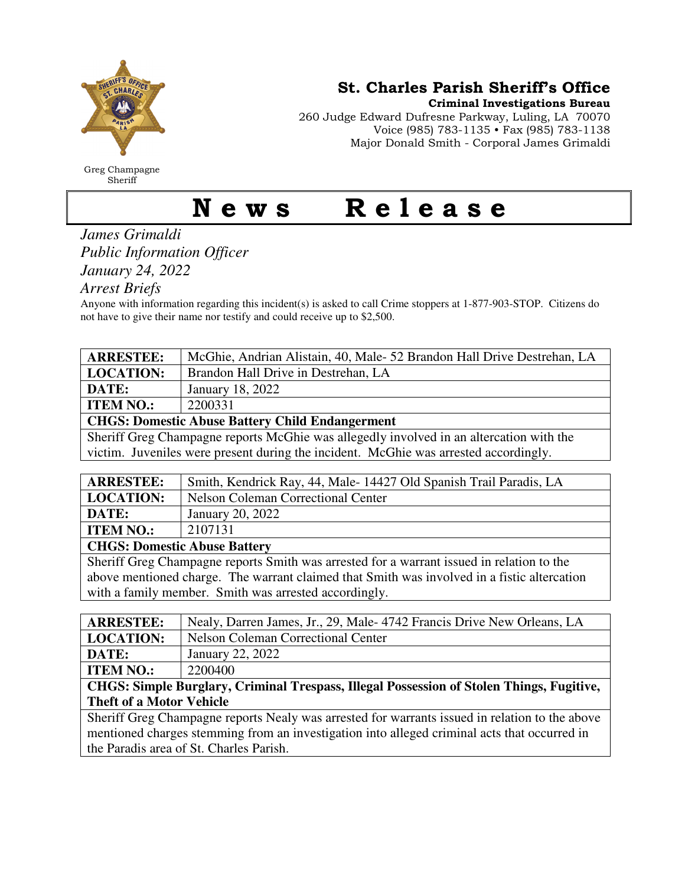Greg Champagne
Sheriff

**St. Charles Parish Sheriff's Office**
**Criminal Investigations Bureau**
260 Judge Edward Dufresne Parkway, Luling, LA 70070
Voice (985) 783-1135 • Fax (985) 783-1138
Major Donald Smith - Corporal James Grimaldi

# News Release

*James Grimaldi*
*Public Information Officer*
*January 24, 2022*
*Arrest Briefs*

Anyone with information regarding this incident(s) is asked to call Crime stoppers at 1-877-903-STOP. Citizens do not have to give their name nor testify and could receive up to $2,500.

| **ARRESTEE:** | McGhie, Andrian Alistain, 40, Male- 52 Brandon Hall Drive Destrehan, LA |
|---|---|
| **LOCATION:** | Brandon Hall Drive in Destrehan, LA |
| **DATE:** | January 18, 2022 |
| **ITEM NO.:** | 2200331 |
| **CHGS: Domestic Abuse Battery Child Endangerment** | |
| Sheriff Greg Champagne reports McGhie was allegedly involved in an altercation with the victim. Juveniles were present during the incident. McGhie was arrested accordingly. | |

| **ARRESTEE:** | Smith, Kendrick Ray, 44, Male- 14427 Old Spanish Trail Paradis, LA |
|---|---|
| **LOCATION:** | Nelson Coleman Correctional Center |
| **DATE:** | January 20, 2022 |
| **ITEM NO.:** | 2107131 |
| **CHGS: Domestic Abuse Battery** | |
| Sheriff Greg Champagne reports Smith was arrested for a warrant issued in relation to the above mentioned charge. The warrant claimed that Smith was involved in a fistic altercation with a family member. Smith was arrested accordingly. | |

| **ARRESTEE:** | Nealy, Darren James, Jr., 29, Male- 4742 Francis Drive New Orleans, LA |
|---|---|
| **LOCATION:** | Nelson Coleman Correctional Center |
| **DATE:** | January 22, 2022 |
| **ITEM NO.:** | 2200400 |
| **CHGS: Simple Burglary, Criminal Trespass, Illegal Possession of Stolen Things, Fugitive, Theft of a Motor Vehicle** | |
| Sheriff Greg Champagne reports Nealy was arrested for warrants issued in relation to the above mentioned charges stemming from an investigation into alleged criminal acts that occurred in the Paradis area of St. Charles Parish. | |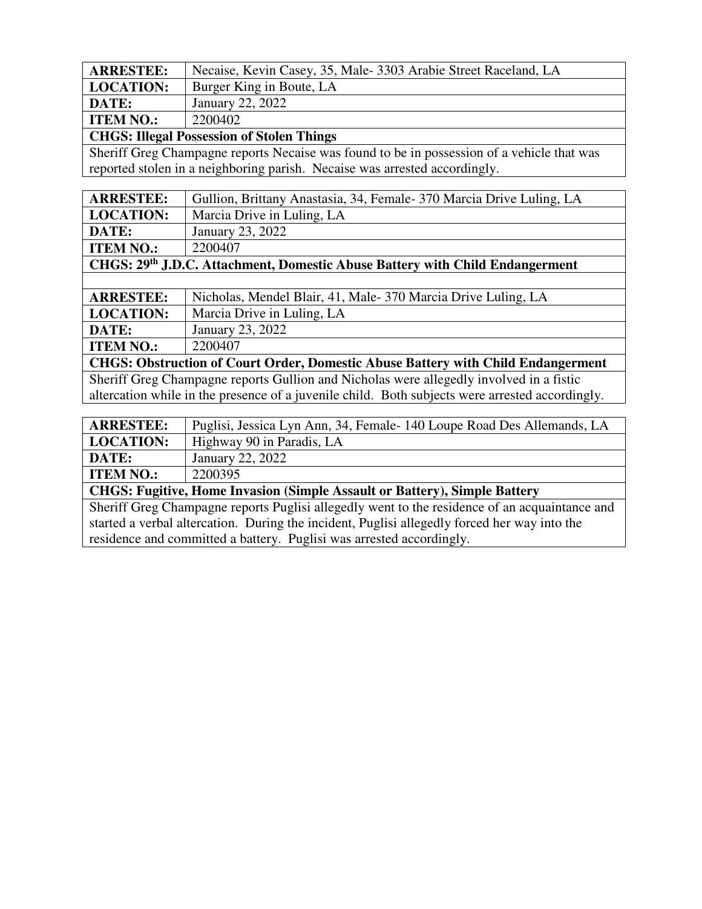| | |
|---|---|
| **ARRESTEE:** | Necaise, Kevin Casey, 35, Male- 3303 Arabie Street Raceland, LA |
| **LOCATION:** | Burger King in Boute, LA |
| **DATE:** | January 22, 2022 |
| **ITEM NO.:** | 2200402 |
| **CHGS: Illegal Possession of Stolen Things** | |
| Sheriff Greg Champagne reports Necaise was found to be in possession of a vehicle that was reported stolen in a neighboring parish. Necaise was arrested accordingly. | |

| | |
|---|---|
| **ARRESTEE:** | Gullion, Brittany Anastasia, 34, Female- 370 Marcia Drive Luling, LA |
| **LOCATION:** | Marcia Drive in Luling, LA |
| **DATE:** | January 23, 2022 |
| **ITEM NO.:** | 2200407 |
| **CHGS: 29th J.D.C. Attachment, Domestic Abuse Battery with Child Endangerment** | |
| | |
| **ARRESTEE:** | Nicholas, Mendel Blair, 41, Male- 370 Marcia Drive Luling, LA |
| **LOCATION:** | Marcia Drive in Luling, LA |
| **DATE:** | January 23, 2022 |
| **ITEM NO.:** | 2200407 |
| **CHGS: Obstruction of Court Order, Domestic Abuse Battery with Child Endangerment** | |
| Sheriff Greg Champagne reports Gullion and Nicholas were allegedly involved in a fistic altercation while in the presence of a juvenile child. Both subjects were arrested accordingly. | |

| | |
|---|---|
| **ARRESTEE:** | Puglisi, Jessica Lyn Ann, 34, Female- 140 Loupe Road Des Allemands, LA |
| **LOCATION:** | Highway 90 in Paradis, LA |
| **DATE:** | January 22, 2022 |
| **ITEM NO.:** | 2200395 |
| **CHGS: Fugitive, Home Invasion (Simple Assault or Battery), Simple Battery** | |
| Sheriff Greg Champagne reports Puglisi allegedly went to the residence of an acquaintance and started a verbal altercation. During the incident, Puglisi allegedly forced her way into the residence and committed a battery. Puglisi was arrested accordingly. | |